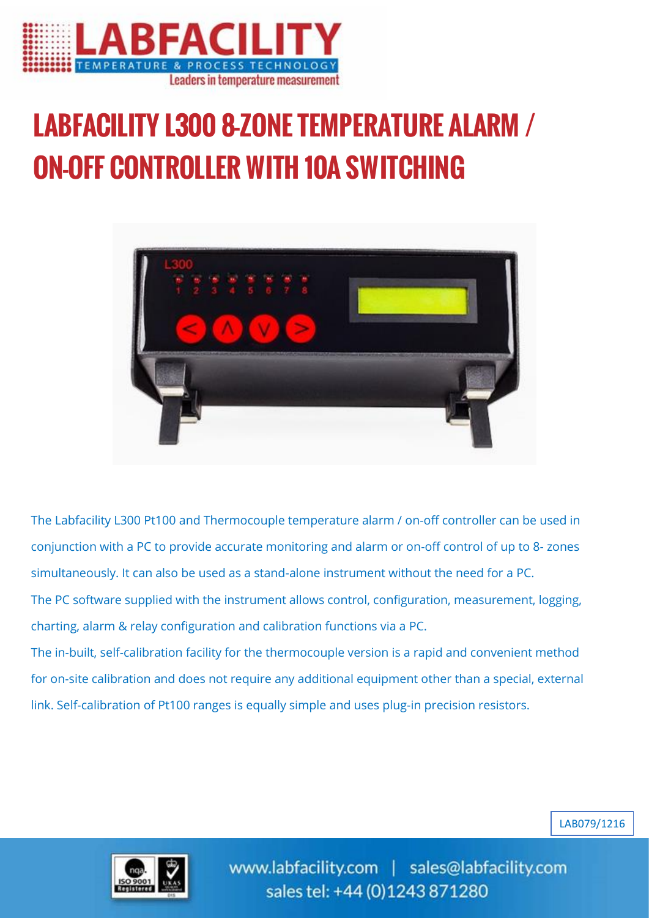# LABFACILITY L300 8-ZONE TEMPERATURE ALARM / ON-OFF CONTROLLER WITH 10A SWITCHING

The Labfacility L300 Pt100 and Thermocouple temperature alarm / on-off controller can be used in conjunction with a PC to provide accurate monitoring and alarm or on-off control of up to 8- zones simultaneously. It can also be used as a stand-alone instrument without the need for a PC.

The PC software supplied with the instrument allows control, configuration, measurement, logging, charting, alarm & relay configuration and calibration functions via a PC.

The in-built, self-calibration facility for the thermocouple version is a rapid and convenient method for on-site calibration and does not require any additional equipment other than a special, external link. Self-calibration of Pt100 ranges is equally simple and uses plug-in precision resistors.

LAB079/1216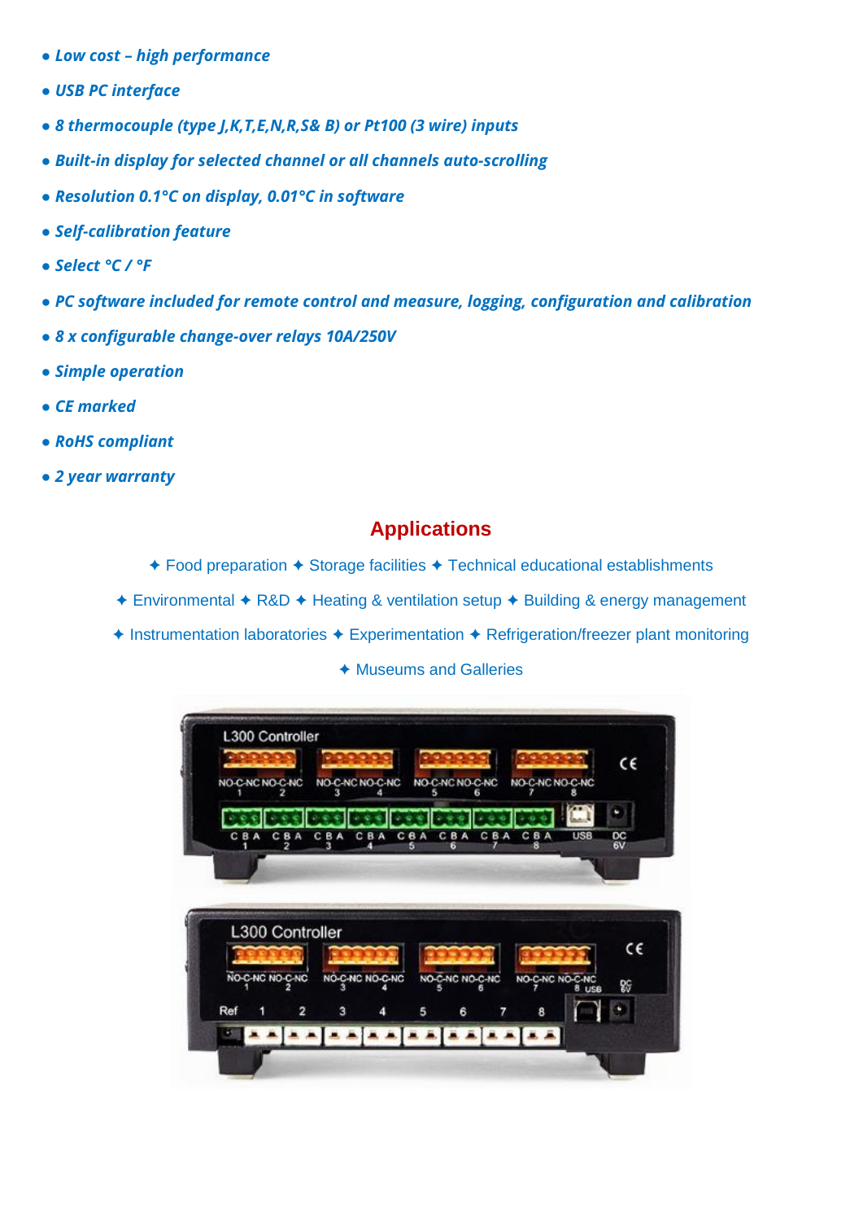- ***Low cost – high performance***
- ***USB PC interface***
- ***8 thermocouple (type J,K,T,E,N,R,S& B) or Pt100 (3 wire) inputs***
- ***Built-in display for selected channel or all channels auto-scrolling***
- ***Resolution 0.1°C on display, 0.01°C in software***
- ***Self-calibration feature***
- ***Select °C / °F***
- ***PC software included for remote control and measure, logging, configuration and calibration***
- ***8 x configurable change-over relays 10A/250V***
- ***Simple operation***
- ***CE marked***
- ***RoHS compliant***
- ***2 year warranty***

## Applications

✦ Food preparation ✦ Storage facilities ✦ Technical educational establishments

✦ Environmental ✦ R&D ✦ Heating & ventilation setup ✦ Building & energy management

✦ Instrumentation laboratories ✦ Experimentation ✦ Refrigeration/freezer plant monitoring

✦ Museums and Galleries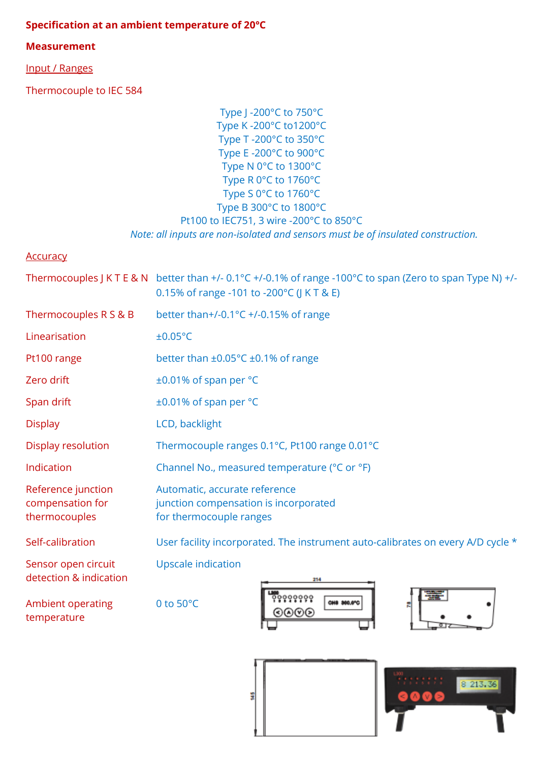**Specification at an ambient temperature of 20°C**

**Measurement**

Input / Ranges

Thermocouple to IEC 584

Type J -200°C to 750°C
Type K -200°C to1200°C
Type T -200°C to 350°C
Type E -200°C to 900°C
Type N 0°C to 1300°C
Type R 0°C to 1760°C
Type S 0°C to 1760°C
Type B 300°C to 1800°C
Pt100 to IEC751, 3 wire -200°C to 850°C

*Note: all inputs are non-isolated and sensors must be of insulated construction.*

Accuracy

| | |
|---|---|
| Thermocouples J K T E & N | better than +/- 0.1°C +/-0.1% of range -100°C to span (Zero to span Type N) +/- 0.15% of range -101 to -200°C (J K T & E) |
| Thermocouples R S & B | better than+/-0.1°C +/-0.15% of range |
| Linearisation | ±0.05°C |
| Pt100 range | better than ±0.05°C ±0.1% of range |
| Zero drift | ±0.01% of span per °C |
| Span drift | ±0.01% of span per °C |
| Display | LCD, backlight |
| Display resolution | Thermocouple ranges 0.1°C, Pt100 range 0.01°C |
| Indication | Channel No., measured temperature (°C or °F) |
| Reference junction compensation for thermocouples | Automatic, accurate reference junction compensation is incorporated for thermocouple ranges |
| Self-calibration | User facility incorporated. The instrument auto-calibrates on every A/D cycle * |
| Sensor open circuit detection & indication | Upscale indication |
| Ambient operating temperature | 0 to 50°C |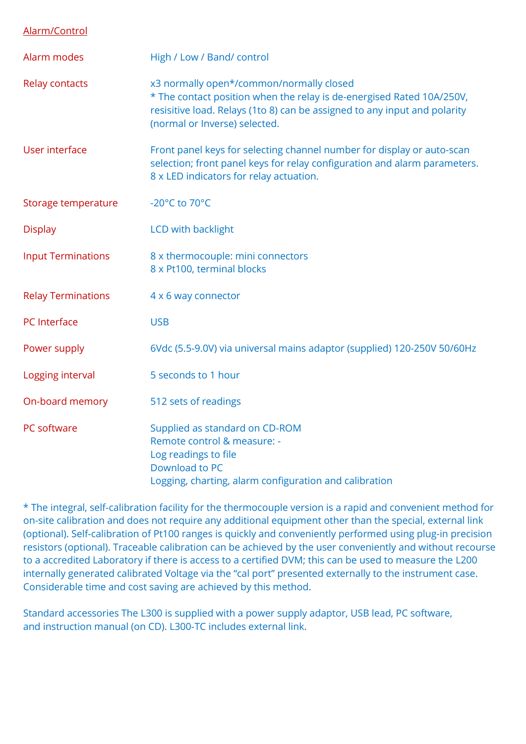Alarm/Control

| | |
|---|---|
| Alarm modes | High / Low / Band/ control |
| Relay contacts | x3 normally open*/common/normally closed<br>* The contact position when the relay is de-energised Rated 10A/250V, resisitive load. Relays (1to 8) can be assigned to any input and polarity (normal or Inverse) selected. |
| User interface | Front panel keys for selecting channel number for display or auto-scan selection; front panel keys for relay configuration and alarm parameters. 8 x LED indicators for relay actuation. |
| Storage temperature | -20°C to 70°C |
| Display | LCD with backlight |
| Input Terminations | 8 x thermocouple: mini connectors<br>8 x Pt100, terminal blocks |
| Relay Terminations | 4 x 6 way connector |
| PC Interface | USB |
| Power supply | 6Vdc (5.5-9.0V) via universal mains adaptor (supplied) 120-250V 50/60Hz |
| Logging interval | 5 seconds to 1 hour |
| On-board memory | 512 sets of readings |
| PC software | Supplied as standard on CD-ROM<br>Remote control & measure: -<br>Log readings to file<br>Download to PC<br>Logging, charting, alarm configuration and calibration |

* The integral, self-calibration facility for the thermocouple version is a rapid and convenient method for on-site calibration and does not require any additional equipment other than the special, external link (optional). Self-calibration of Pt100 ranges is quickly and conveniently performed using plug-in precision resistors (optional). Traceable calibration can be achieved by the user conveniently and without recourse to a accredited Laboratory if there is access to a certified DVM; this can be used to measure the L200 internally generated calibrated Voltage via the "cal port" presented externally to the instrument case. Considerable time and cost saving are achieved by this method.

Standard accessories The L300 is supplied with a power supply adaptor, USB lead, PC software, and instruction manual (on CD). L300-TC includes external link.